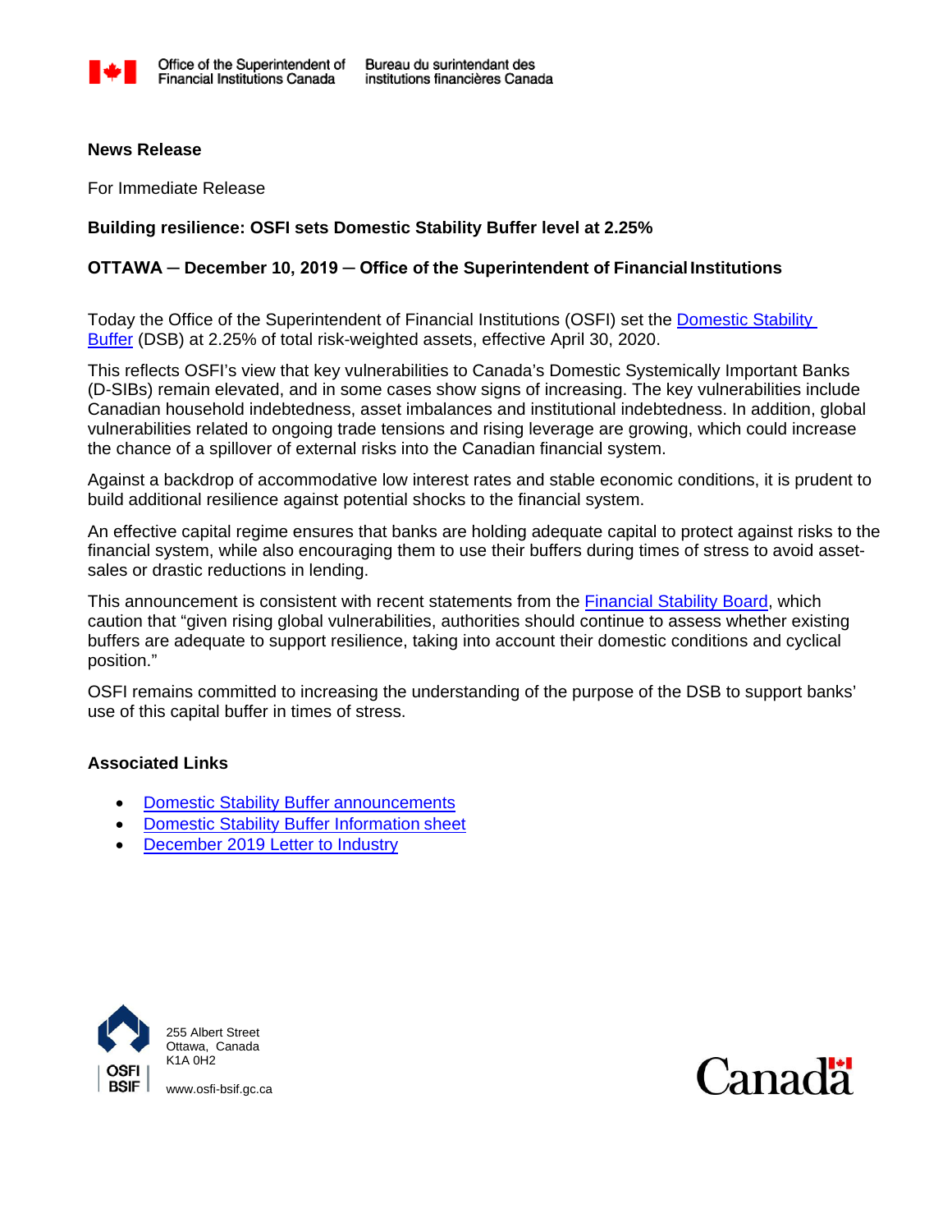Office of the Superintendent of Financial Institutions Canada | Bureau du surintendant des institutions financières Canada

**News Release**

For Immediate Release

**Building resilience: OSFI sets Domestic Stability Buffer level at 2.25%**

**OTTAWA ─ December 10, 2019 ─ Office of the Superintendent of Financial Institutions**

Today the Office of the Superintendent of Financial Institutions (OSFI) set the Domestic Stability Buffer (DSB) at 2.25% of total risk-weighted assets, effective April 30, 2020.

This reflects OSFI's view that key vulnerabilities to Canada's Domestic Systemically Important Banks (D-SIBs) remain elevated, and in some cases show signs of increasing. The key vulnerabilities include Canadian household indebtedness, asset imbalances and institutional indebtedness. In addition, global vulnerabilities related to ongoing trade tensions and rising leverage are growing, which could increase the chance of a spillover of external risks into the Canadian financial system.

Against a backdrop of accommodative low interest rates and stable economic conditions, it is prudent to build additional resilience against potential shocks to the financial system.

An effective capital regime ensures that banks are holding adequate capital to protect against risks to the financial system, while also encouraging them to use their buffers during times of stress to avoid asset-sales or drastic reductions in lending.

This announcement is consistent with recent statements from the Financial Stability Board, which caution that "given rising global vulnerabilities, authorities should continue to assess whether existing buffers are adequate to support resilience, taking into account their domestic conditions and cyclical position."

OSFI remains committed to increasing the understanding of the purpose of the DSB to support banks' use of this capital buffer in times of stress.

**Associated Links**

- Domestic Stability Buffer announcements
- Domestic Stability Buffer Information sheet
- December 2019 Letter to Industry

OSFI | BSIF

255 Albert Street
Ottawa, Canada
K1A 0H2

www.osfi-bsif.gc.ca

Canada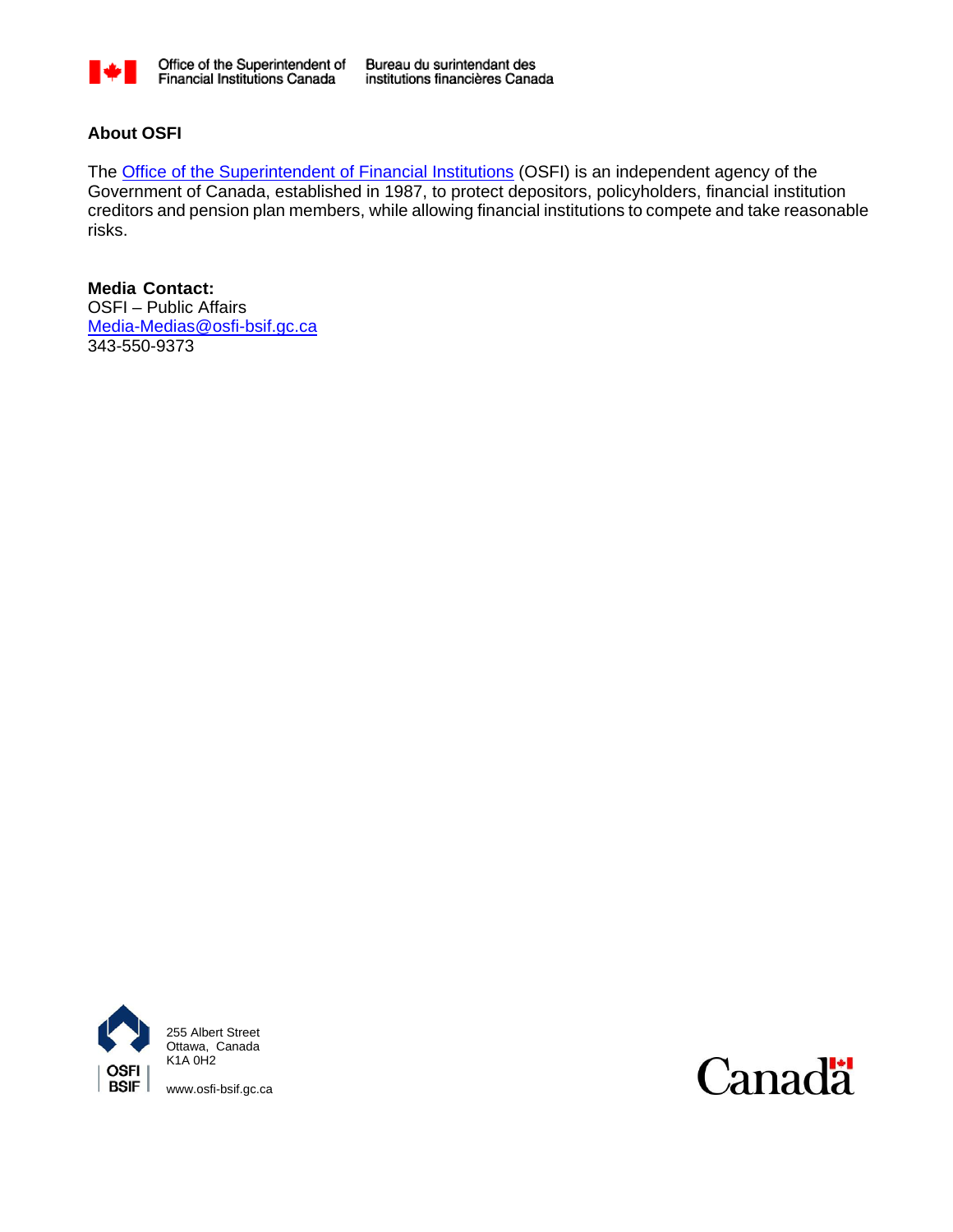## About OSFI

The [Office of the Superintendent of Financial Institutions](#) (OSFI) is an independent agency of the Government of Canada, established in 1987, to protect depositors, policyholders, financial institution creditors and pension plan members, while allowing financial institutions to compete and take reasonable risks.

**Media Contact:**
OSFI – Public Affairs
[Media-Medias@osfi-bsif.gc.ca](mailto:Media-Medias@osfi-bsif.gc.ca)
343-550-9373

255 Albert Street
Ottawa, Canada
K1A 0H2

www.osfi-bsif.gc.ca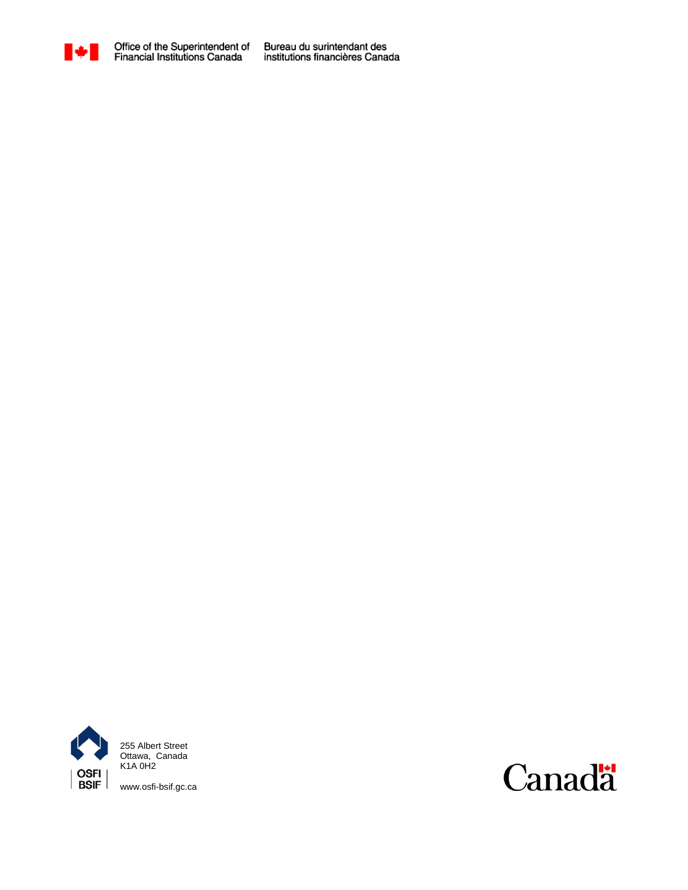Office of the Superintendent of Financial Institutions Canada

Bureau du surintendant des institutions financières Canada

OSFI BSIF

255 Albert Street
Ottawa, Canada
K1A 0H2

www.osfi-bsif.gc.ca

Canada